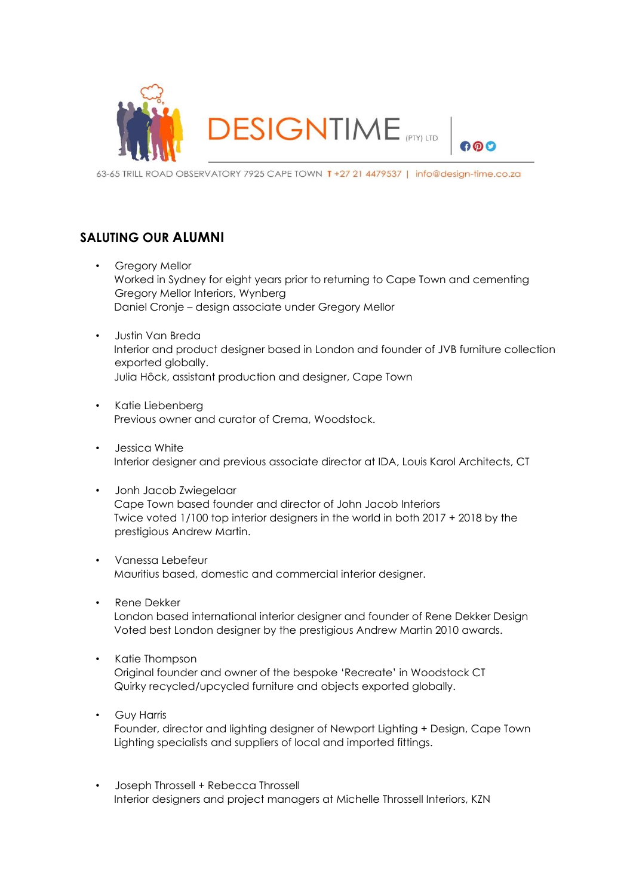DESIGNTIME (PTY) LTD

63-65 TRILL ROAD OBSERVATORY 7925 CAPE TOWN T +27 21 4479537 | info@design-time.co.za

## SALUTING OUR ALUMNI

- Gregory Mellor
  Worked in Sydney for eight years prior to returning to Cape Town and cementing Gregory Mellor Interiors, Wynberg
  Daniel Cronje – design associate under Gregory Mellor

- Justin Van Breda
  Interior and product designer based in London and founder of JVB furniture collection exported globally.
  Julia Hôck, assistant production and designer, Cape Town

- Katie Liebenberg
  Previous owner and curator of Crema, Woodstock.

- Jessica White
  Interior designer and previous associate director at IDA, Louis Karol Architects, CT

- Jonh Jacob Zwiegelaar
  Cape Town based founder and director of John Jacob Interiors
  Twice voted 1/100 top interior designers in the world in both 2017 + 2018 by the prestigious Andrew Martin.

- Vanessa Lebefeur
  Mauritius based, domestic and commercial interior designer.

- Rene Dekker
  London based international interior designer and founder of Rene Dekker Design
  Voted best London designer by the prestigious Andrew Martin 2010 awards.

- Katie Thompson
  Original founder and owner of the bespoke 'Recreate' in Woodstock CT
  Quirky recycled/upcycled furniture and objects exported globally.

- Guy Harris
  Founder, director and lighting designer of Newport Lighting + Design, Cape Town
  Lighting specialists and suppliers of local and imported fittings.

- Joseph Throssell + Rebecca Throssell
  Interior designers and project managers at Michelle Throssell Interiors, KZN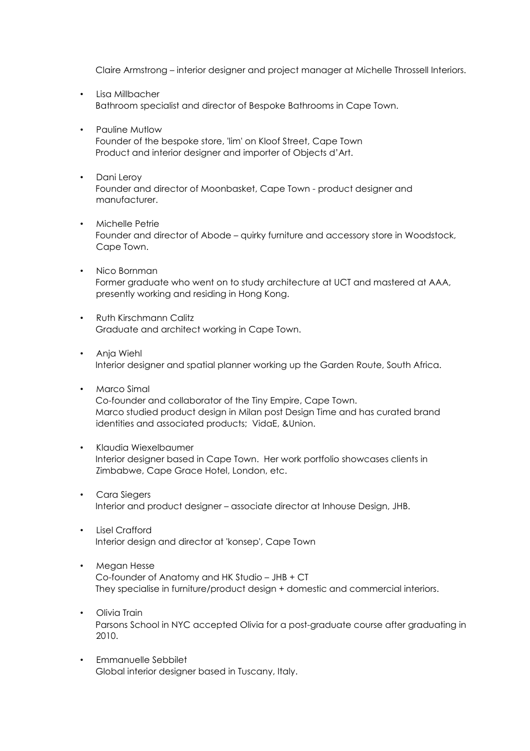Claire Armstrong – interior designer and project manager at Michelle Throssell Interiors.

- Lisa Millbacher
  Bathroom specialist and director of Bespoke Bathrooms in Cape Town.

- Pauline Mutlow
  Founder of the bespoke store, 'lim' on Kloof Street, Cape Town
  Product and interior designer and importer of Objects d'Art.

- Dani Leroy
  Founder and director of Moonbasket, Cape Town - product designer and manufacturer.

- Michelle Petrie
  Founder and director of Abode – quirky furniture and accessory store in Woodstock, Cape Town.

- Nico Bornman
  Former graduate who went on to study architecture at UCT and mastered at AAA, presently working and residing in Hong Kong.

- Ruth Kirschmann Calitz
  Graduate and architect working in Cape Town.

- Anja Wiehl
  Interior designer and spatial planner working up the Garden Route, South Africa.

- Marco Simal
  Co-founder and collaborator of the Tiny Empire, Cape Town.
  Marco studied product design in Milan post Design Time and has curated brand identities and associated products; VidaE, &Union.

- Klaudia Wiexelbaumer
  Interior designer based in Cape Town. Her work portfolio showcases clients in Zimbabwe, Cape Grace Hotel, London, etc.

- Cara Siegers
  Interior and product designer – associate director at Inhouse Design, JHB.

- Lisel Crafford
  Interior design and director at 'konsep', Cape Town

- Megan Hesse
  Co-founder of Anatomy and HK Studio – JHB + CT
  They specialise in furniture/product design + domestic and commercial interiors.

- Olivia Train
  Parsons School in NYC accepted Olivia for a post-graduate course after graduating in 2010.

- Emmanuelle Sebbilet
  Global interior designer based in Tuscany, Italy.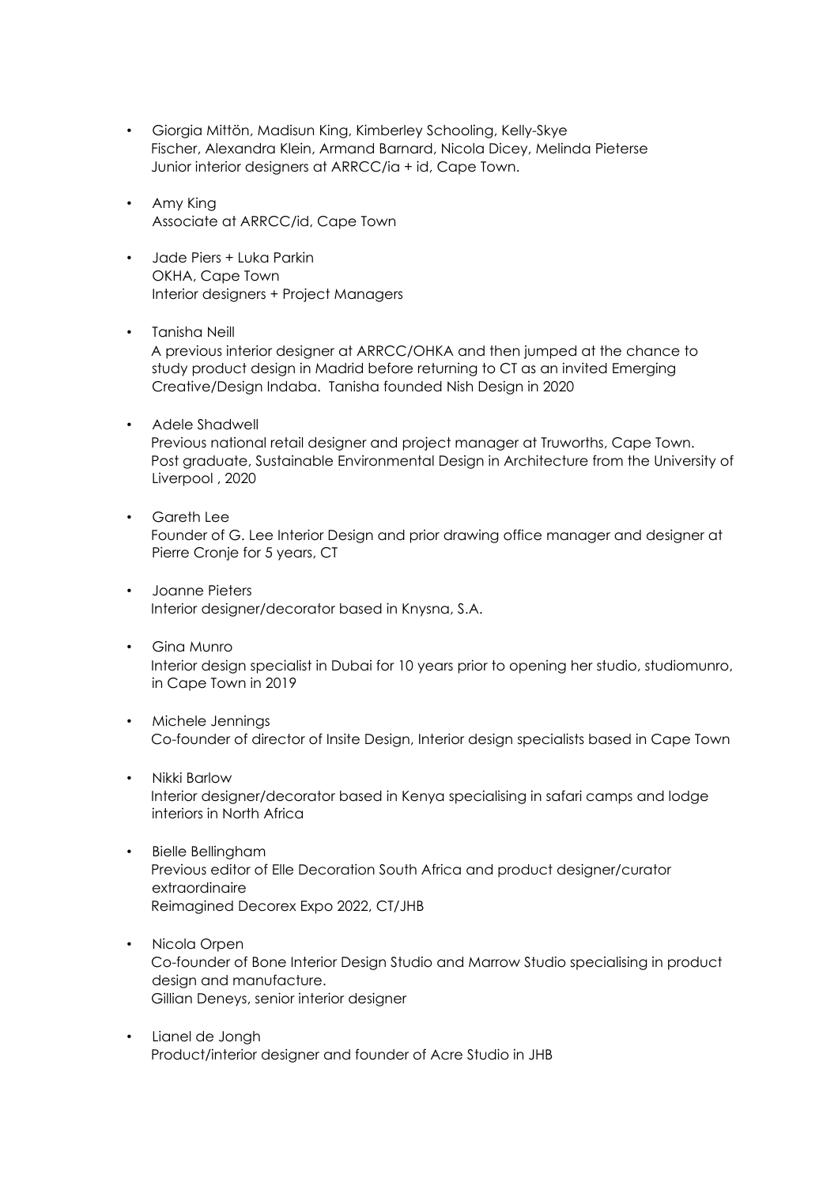- Giorgia Mittön, Madisun King, Kimberley Schooling, Kelly-Skye Fischer, Alexandra Klein, Armand Barnard, Nicola Dicey, Melinda Pieterse
  Junior interior designers at ARRCC/ia + id, Cape Town.

- Amy King
  Associate at ARRCC/id, Cape Town

- Jade Piers + Luka Parkin
  OKHA, Cape Town
  Interior designers + Project Managers

- Tanisha Neill
  A previous interior designer at ARRCC/OHKA and then jumped at the chance to study product design in Madrid before returning to CT as an invited Emerging Creative/Design Indaba. Tanisha founded Nish Design in 2020

- Adele Shadwell
  Previous national retail designer and project manager at Truworths, Cape Town.
  Post graduate, Sustainable Environmental Design in Architecture from the University of Liverpool , 2020

- Gareth Lee
  Founder of G. Lee Interior Design and prior drawing office manager and designer at Pierre Cronje for 5 years, CT

- Joanne Pieters
  Interior designer/decorator based in Knysna, S.A.

- Gina Munro
  Interior design specialist in Dubai for 10 years prior to opening her studio, studiomunro, in Cape Town in 2019

- Michele Jennings
  Co-founder of director of Insite Design, Interior design specialists based in Cape Town

- Nikki Barlow
  Interior designer/decorator based in Kenya specialising in safari camps and lodge interiors in North Africa

- Bielle Bellingham
  Previous editor of Elle Decoration South Africa and product designer/curator extraordinaire
  Reimagined Decorex Expo 2022, CT/JHB

- Nicola Orpen
  Co-founder of Bone Interior Design Studio and Marrow Studio specialising in product design and manufacture.
  Gillian Deneys, senior interior designer

- Lianel de Jongh
  Product/interior designer and founder of Acre Studio in JHB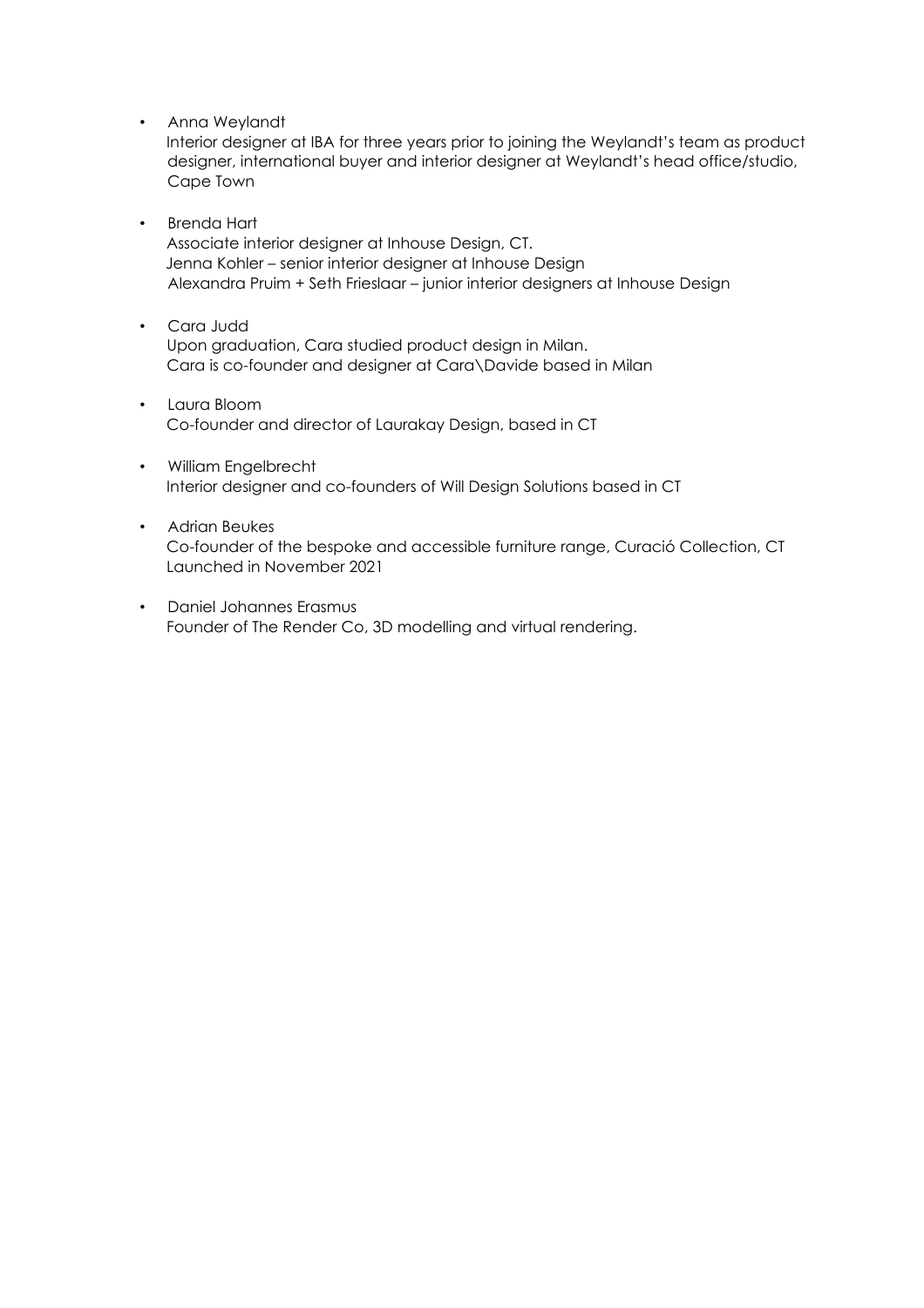- Anna Weylandt
  Interior designer at IBA for three years prior to joining the Weylandt's team as product designer, international buyer and interior designer at Weylandt's head office/studio, Cape Town

- Brenda Hart
  Associate interior designer at Inhouse Design, CT.
  Jenna Kohler – senior interior designer at Inhouse Design
  Alexandra Pruim + Seth Frieslaar – junior interior designers at Inhouse Design

- Cara Judd
  Upon graduation, Cara studied product design in Milan.
  Cara is co-founder and designer at Cara\Davide based in Milan

- Laura Bloom
  Co-founder and director of Laurakay Design, based in CT

- William Engelbrecht
  Interior designer and co-founders of Will Design Solutions based in CT

- Adrian Beukes
  Co-founder of the bespoke and accessible furniture range, Curació Collection, CT
  Launched in November 2021

- Daniel Johannes Erasmus
  Founder of The Render Co, 3D modelling and virtual rendering.